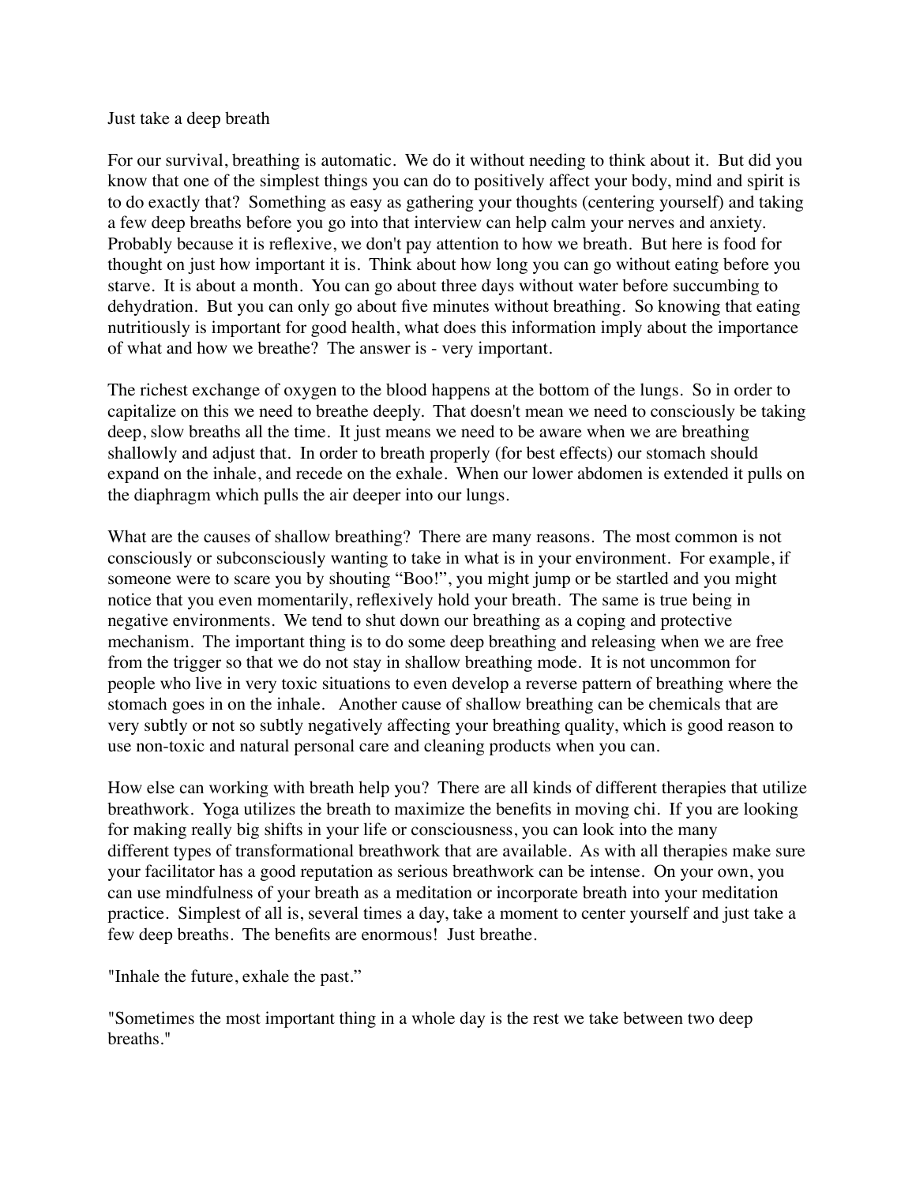# Just take a deep breath

For our survival, breathing is automatic. We do it without needing to think about it. But did you know that one of the simplest things you can do to positively affect your body, mind and spirit is to do exactly that? Something as easy as gathering your thoughts (centering yourself) and taking a few deep breaths before you go into that interview can help calm your nerves and anxiety. Probably because it is reflexive, we don't pay attention to how we breath. But here is food for thought on just how important it is. Think about how long you can go without eating before you starve. It is about a month. You can go about three days without water before succumbing to dehydration. But you can only go about five minutes without breathing. So knowing that eating nutritiously is important for good health, what does this information imply about the importance of what and how we breathe? The answer is - very important.

The richest exchange of oxygen to the blood happens at the bottom of the lungs. So in order to capitalize on this we need to breathe deeply. That doesn't mean we need to consciously be taking deep, slow breaths all the time. It just means we need to be aware when we are breathing shallowly and adjust that. In order to breath properly (for best effects) our stomach should expand on the inhale, and recede on the exhale. When our lower abdomen is extended it pulls on the diaphragm which pulls the air deeper into our lungs.

What are the causes of shallow breathing? There are many reasons. The most common is not consciously or subconsciously wanting to take in what is in your environment. For example, if someone were to scare you by shouting "Boo!", you might jump or be startled and you might notice that you even momentarily, reflexively hold your breath. The same is true being in negative environments. We tend to shut down our breathing as a coping and protective mechanism. The important thing is to do some deep breathing and releasing when we are free from the trigger so that we do not stay in shallow breathing mode. It is not uncommon for people who live in very toxic situations to even develop a reverse pattern of breathing where the stomach goes in on the inhale. Another cause of shallow breathing can be chemicals that are very subtly or not so subtly negatively affecting your breathing quality, which is good reason to use non-toxic and natural personal care and cleaning products when you can.

How else can working with breath help you? There are all kinds of different therapies that utilize breathwork. Yoga utilizes the breath to maximize the benefits in moving chi. If you are looking for making really big shifts in your life or consciousness, you can look into the many different types of transformational breathwork that are available. As with all therapies make sure your facilitator has a good reputation as serious breathwork can be intense. On your own, you can use mindfulness of your breath as a meditation or incorporate breath into your meditation practice. Simplest of all is, several times a day, take a moment to center yourself and just take a few deep breaths. The benefits are enormous! Just breathe.

"Inhale the future, exhale the past."

"Sometimes the most important thing in a whole day is the rest we take between two deep breaths."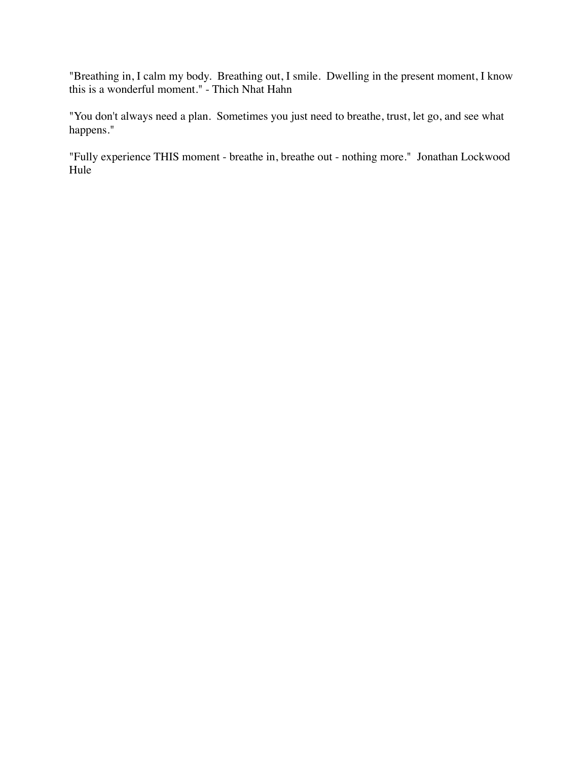"Breathing in, I calm my body.  Breathing out, I smile.  Dwelling in the present moment, I know this is a wonderful moment." - Thich Nhat Hahn

"You don't always need a plan.  Sometimes you just need to breathe, trust, let go, and see what happens."

"Fully experience THIS moment - breathe in, breathe out - nothing more."  Jonathan Lockwood Hule